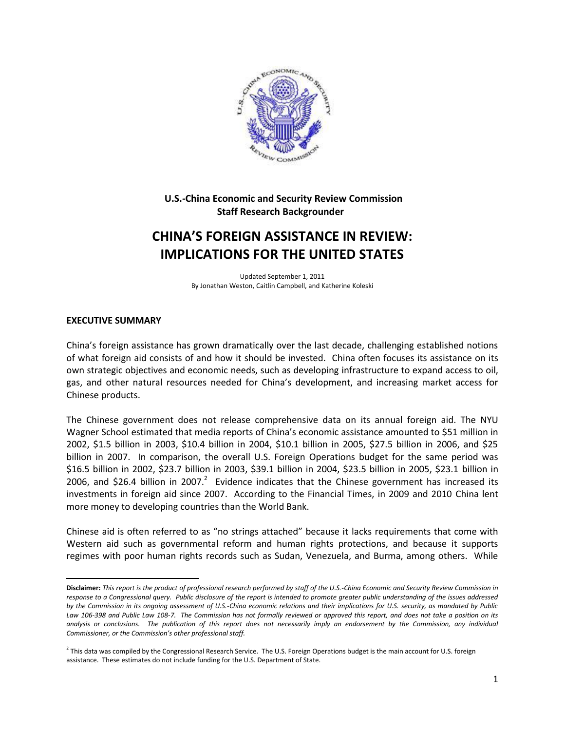**U.S.-China Economic and Security Review Commission**
**Staff Research Backgrounder**

# CHINA'S FOREIGN ASSISTANCE IN REVIEW: IMPLICATIONS FOR THE UNITED STATES

Updated September 1, 2011
By Jonathan Weston, Caitlin Campbell, and Katherine Koleski

## EXECUTIVE SUMMARY

China's foreign assistance has grown dramatically over the last decade, challenging established notions of what foreign aid consists of and how it should be invested. China often focuses its assistance on its own strategic objectives and economic needs, such as developing infrastructure to expand access to oil, gas, and other natural resources needed for China's development, and increasing market access for Chinese products.

The Chinese government does not release comprehensive data on its annual foreign aid. The NYU Wagner School estimated that media reports of China's economic assistance amounted to $51 million in 2002, $1.5 billion in 2003, $10.4 billion in 2004, $10.1 billion in 2005, $27.5 billion in 2006, and $25 billion in 2007. In comparison, the overall U.S. Foreign Operations budget for the same period was $16.5 billion in 2002, $23.7 billion in 2003, $39.1 billion in 2004, $23.5 billion in 2005, $23.1 billion in 2006, and $26.4 billion in 2007.[2] Evidence indicates that the Chinese government has increased its investments in foreign aid since 2007. According to the Financial Times, in 2009 and 2010 China lent more money to developing countries than the World Bank.

Chinese aid is often referred to as "no strings attached" because it lacks requirements that come with Western aid such as governmental reform and human rights protections, and because it supports regimes with poor human rights records such as Sudan, Venezuela, and Burma, among others. While

---

**Disclaimer:** *This report is the product of professional research performed by staff of the U.S.-China Economic and Security Review Commission in response to a Congressional query. Public disclosure of the report is intended to promote greater public understanding of the issues addressed by the Commission in its ongoing assessment of U.S.-China economic relations and their implications for U.S. security, as mandated by Public Law 106-398 and Public Law 108-7. The Commission has not formally reviewed or approved this report, and does not take a position on its analysis or conclusions. The publication of this report does not necessarily imply an endorsement by the Commission, any individual Commissioner, or the Commission's other professional staff.*

[2] This data was compiled by the Congressional Research Service. The U.S. Foreign Operations budget is the main account for U.S. foreign assistance. These estimates do not include funding for the U.S. Department of State.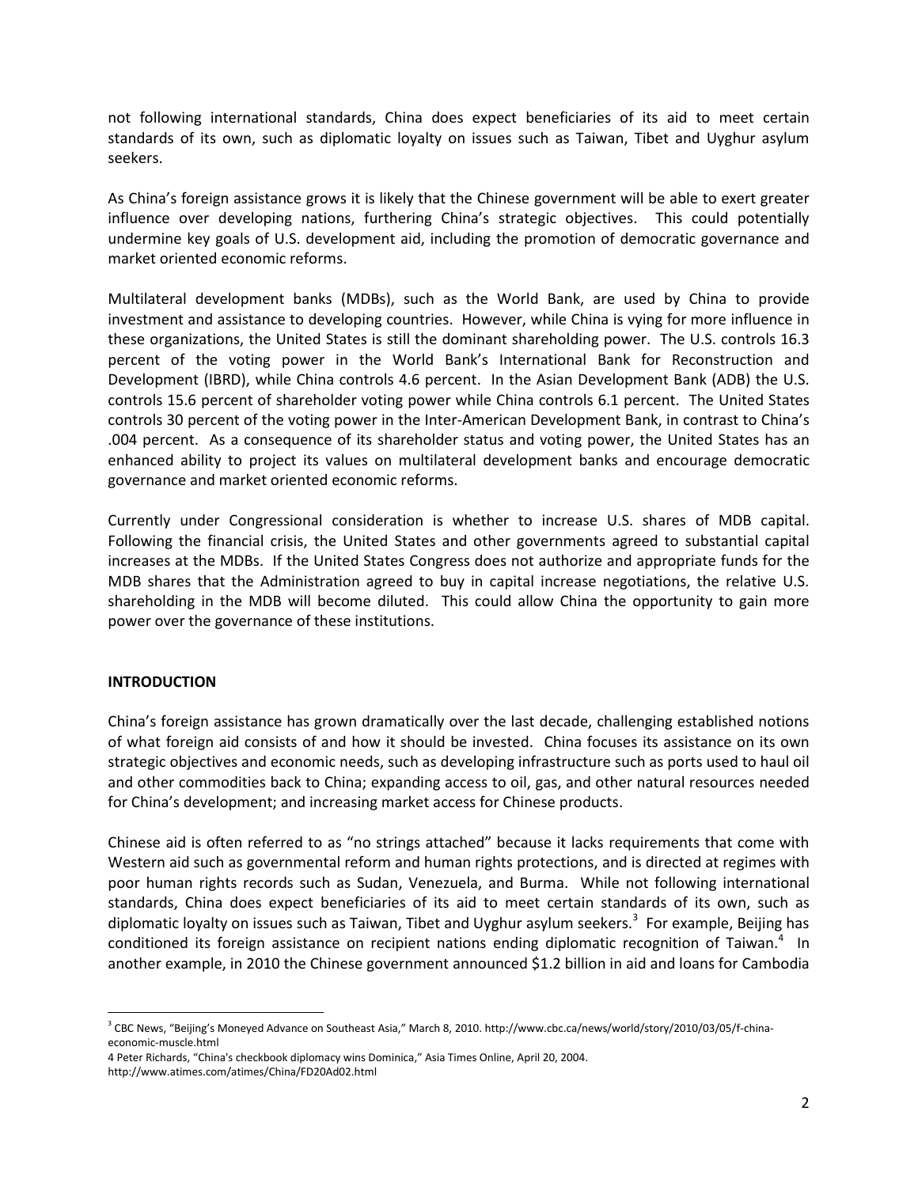not following international standards, China does expect beneficiaries of its aid to meet certain standards of its own, such as diplomatic loyalty on issues such as Taiwan, Tibet and Uyghur asylum seekers.

As China's foreign assistance grows it is likely that the Chinese government will be able to exert greater influence over developing nations, furthering China's strategic objectives. This could potentially undermine key goals of U.S. development aid, including the promotion of democratic governance and market oriented economic reforms.

Multilateral development banks (MDBs), such as the World Bank, are used by China to provide investment and assistance to developing countries. However, while China is vying for more influence in these organizations, the United States is still the dominant shareholding power. The U.S. controls 16.3 percent of the voting power in the World Bank's International Bank for Reconstruction and Development (IBRD), while China controls 4.6 percent. In the Asian Development Bank (ADB) the U.S. controls 15.6 percent of shareholder voting power while China controls 6.1 percent. The United States controls 30 percent of the voting power in the Inter-American Development Bank, in contrast to China's .004 percent. As a consequence of its shareholder status and voting power, the United States has an enhanced ability to project its values on multilateral development banks and encourage democratic governance and market oriented economic reforms.

Currently under Congressional consideration is whether to increase U.S. shares of MDB capital. Following the financial crisis, the United States and other governments agreed to substantial capital increases at the MDBs. If the United States Congress does not authorize and appropriate funds for the MDB shares that the Administration agreed to buy in capital increase negotiations, the relative U.S. shareholding in the MDB will become diluted. This could allow China the opportunity to gain more power over the governance of these institutions.

## INTRODUCTION

China's foreign assistance has grown dramatically over the last decade, challenging established notions of what foreign aid consists of and how it should be invested. China focuses its assistance on its own strategic objectives and economic needs, such as developing infrastructure such as ports used to haul oil and other commodities back to China; expanding access to oil, gas, and other natural resources needed for China's development; and increasing market access for Chinese products.

Chinese aid is often referred to as "no strings attached" because it lacks requirements that come with Western aid such as governmental reform and human rights protections, and is directed at regimes with poor human rights records such as Sudan, Venezuela, and Burma. While not following international standards, China does expect beneficiaries of its aid to meet certain standards of its own, such as diplomatic loyalty on issues such as Taiwan, Tibet and Uyghur asylum seekers.[3] For example, Beijing has conditioned its foreign assistance on recipient nations ending diplomatic recognition of Taiwan.[4] In another example, in 2010 the Chinese government announced $1.2 billion in aid and loans for Cambodia

---

[3] CBC News, "Beijing's Moneyed Advance on Southeast Asia," March 8, 2010. http://www.cbc.ca/news/world/story/2010/03/05/f-china-economic-muscle.html

4 Peter Richards, "China's checkbook diplomacy wins Dominica," Asia Times Online, April 20, 2004. http://www.atimes.com/atimes/China/FD20Ad02.html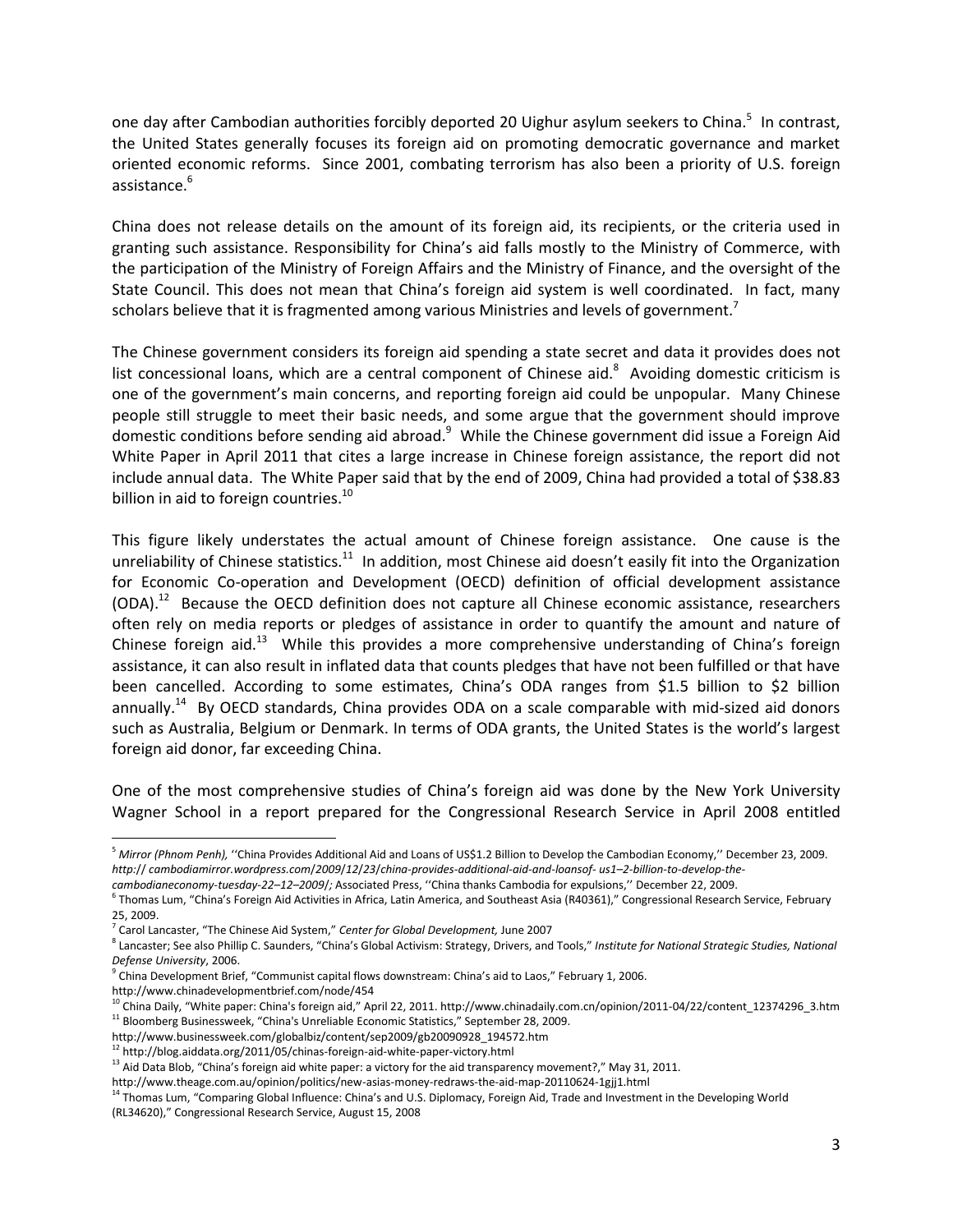one day after Cambodian authorities forcibly deported 20 Uighur asylum seekers to China.[5] In contrast, the United States generally focuses its foreign aid on promoting democratic governance and market oriented economic reforms. Since 2001, combating terrorism has also been a priority of U.S. foreign assistance.[6]

China does not release details on the amount of its foreign aid, its recipients, or the criteria used in granting such assistance. Responsibility for China's aid falls mostly to the Ministry of Commerce, with the participation of the Ministry of Foreign Affairs and the Ministry of Finance, and the oversight of the State Council. This does not mean that China's foreign aid system is well coordinated. In fact, many scholars believe that it is fragmented among various Ministries and levels of government.[7]

The Chinese government considers its foreign aid spending a state secret and data it provides does not list concessional loans, which are a central component of Chinese aid.[8] Avoiding domestic criticism is one of the government's main concerns, and reporting foreign aid could be unpopular. Many Chinese people still struggle to meet their basic needs, and some argue that the government should improve domestic conditions before sending aid abroad.[9] While the Chinese government did issue a Foreign Aid White Paper in April 2011 that cites a large increase in Chinese foreign assistance, the report did not include annual data. The White Paper said that by the end of 2009, China had provided a total of $38.83 billion in aid to foreign countries.[10]

This figure likely understates the actual amount of Chinese foreign assistance. One cause is the unreliability of Chinese statistics.[11] In addition, most Chinese aid doesn't easily fit into the Organization for Economic Co-operation and Development (OECD) definition of official development assistance (ODA).[12] Because the OECD definition does not capture all Chinese economic assistance, researchers often rely on media reports or pledges of assistance in order to quantify the amount and nature of Chinese foreign aid.[13] While this provides a more comprehensive understanding of China's foreign assistance, it can also result in inflated data that counts pledges that have not been fulfilled or that have been cancelled. According to some estimates, China's ODA ranges from $1.5 billion to $2 billion annually.[14] By OECD standards, China provides ODA on a scale comparable with mid-sized aid donors such as Australia, Belgium or Denmark. In terms of ODA grants, the United States is the world's largest foreign aid donor, far exceeding China.

One of the most comprehensive studies of China's foreign aid was done by the New York University Wagner School in a report prepared for the Congressional Research Service in April 2008 entitled

---

[5] *Mirror (Phnom Penh),* ''China Provides Additional Aid and Loans of US$1.2 Billion to Develop the Cambodian Economy,'' December 23, 2009. *http:// cambodiamirror.wordpress.com/2009/12/23/china-provides-additional-aid-and-loansof- us1–2-billion-to-develop-the-cambodianeconomy-tuesday-22–12–2009/;* Associated Press, ''China thanks Cambodia for expulsions,'' December 22, 2009.

[6] Thomas Lum, "China's Foreign Aid Activities in Africa, Latin America, and Southeast Asia (R40361)," Congressional Research Service, February 25, 2009.

[7] Carol Lancaster, "The Chinese Aid System," *Center for Global Development,* June 2007

[8] Lancaster; See also Phillip C. Saunders, "China's Global Activism: Strategy, Drivers, and Tools," *Institute for National Strategic Studies, National Defense University*, 2006.

[9] China Development Brief, "Communist capital flows downstream: China's aid to Laos," February 1, 2006. http://www.chinadevelopmentbrief.com/node/454

[10] China Daily, "White paper: China's foreign aid," April 22, 2011. http://www.chinadaily.com.cn/opinion/2011-04/22/content_12374296_3.htm

[11] Bloomberg Businessweek, "China's Unreliable Economic Statistics," September 28, 2009. http://www.businessweek.com/globalbiz/content/sep2009/gb20090928_194572.htm

[12] http://blog.aiddata.org/2011/05/chinas-foreign-aid-white-paper-victory.html

[13] Aid Data Blob, "China's foreign aid white paper: a victory for the aid transparency movement?," May 31, 2011. http://www.theage.com.au/opinion/politics/new-asias-money-redraws-the-aid-map-20110624-1gjj1.html

[14] Thomas Lum, "Comparing Global Influence: China's and U.S. Diplomacy, Foreign Aid, Trade and Investment in the Developing World (RL34620)," Congressional Research Service, August 15, 2008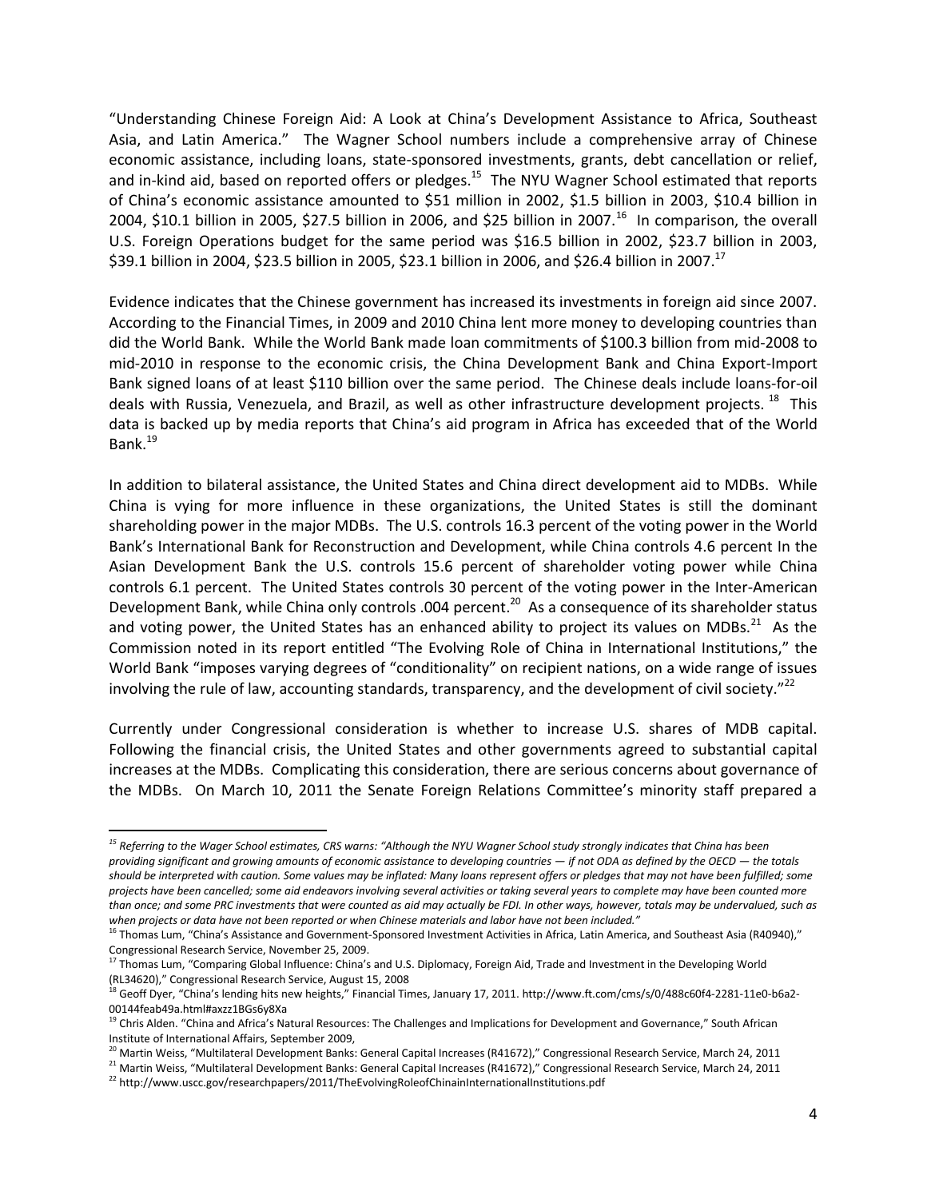"Understanding Chinese Foreign Aid: A Look at China's Development Assistance to Africa, Southeast Asia, and Latin America." The Wagner School numbers include a comprehensive array of Chinese economic assistance, including loans, state-sponsored investments, grants, debt cancellation or relief, and in-kind aid, based on reported offers or pledges.[15] The NYU Wagner School estimated that reports of China's economic assistance amounted to $51 million in 2002, $1.5 billion in 2003, $10.4 billion in 2004, $10.1 billion in 2005, $27.5 billion in 2006, and $25 billion in 2007.[16] In comparison, the overall U.S. Foreign Operations budget for the same period was $16.5 billion in 2002, $23.7 billion in 2003, $39.1 billion in 2004, $23.5 billion in 2005, $23.1 billion in 2006, and $26.4 billion in 2007.[17]

Evidence indicates that the Chinese government has increased its investments in foreign aid since 2007. According to the Financial Times, in 2009 and 2010 China lent more money to developing countries than did the World Bank. While the World Bank made loan commitments of $100.3 billion from mid-2008 to mid-2010 in response to the economic crisis, the China Development Bank and China Export-Import Bank signed loans of at least $110 billion over the same period. The Chinese deals include loans-for-oil deals with Russia, Venezuela, and Brazil, as well as other infrastructure development projects.[18] This data is backed up by media reports that China's aid program in Africa has exceeded that of the World Bank.[19]

In addition to bilateral assistance, the United States and China direct development aid to MDBs. While China is vying for more influence in these organizations, the United States is still the dominant shareholding power in the major MDBs. The U.S. controls 16.3 percent of the voting power in the World Bank's International Bank for Reconstruction and Development, while China controls 4.6 percent In the Asian Development Bank the U.S. controls 15.6 percent of shareholder voting power while China controls 6.1 percent. The United States controls 30 percent of the voting power in the Inter-American Development Bank, while China only controls .004 percent.[20] As a consequence of its shareholder status and voting power, the United States has an enhanced ability to project its values on MDBs.[21] As the Commission noted in its report entitled "The Evolving Role of China in International Institutions," the World Bank "imposes varying degrees of "conditionality" on recipient nations, on a wide range of issues involving the rule of law, accounting standards, transparency, and the development of civil society."[22]

Currently under Congressional consideration is whether to increase U.S. shares of MDB capital. Following the financial crisis, the United States and other governments agreed to substantial capital increases at the MDBs. Complicating this consideration, there are serious concerns about governance of the MDBs. On March 10, 2011 the Senate Foreign Relations Committee's minority staff prepared a

---

[15] *Referring to the Wager School estimates, CRS warns: "Although the NYU Wagner School study strongly indicates that China has been providing significant and growing amounts of economic assistance to developing countries — if not ODA as defined by the OECD — the totals should be interpreted with caution. Some values may be inflated: Many loans represent offers or pledges that may not have been fulfilled; some projects have been cancelled; some aid endeavors involving several activities or taking several years to complete may have been counted more than once; and some PRC investments that were counted as aid may actually be FDI. In other ways, however, totals may be undervalued, such as when projects or data have not been reported or when Chinese materials and labor have not been included."*

[16] Thomas Lum, "China's Assistance and Government-Sponsored Investment Activities in Africa, Latin America, and Southeast Asia (R40940)," Congressional Research Service, November 25, 2009.

[17] Thomas Lum, "Comparing Global Influence: China's and U.S. Diplomacy, Foreign Aid, Trade and Investment in the Developing World (RL34620)," Congressional Research Service, August 15, 2008

[18] Geoff Dyer, "China's lending hits new heights," Financial Times, January 17, 2011. http://www.ft.com/cms/s/0/488c60f4-2281-11e0-b6a2-00144feab49a.html#axzz1BGs6y8Xa

[19] Chris Alden. "China and Africa's Natural Resources: The Challenges and Implications for Development and Governance," South African Institute of International Affairs, September 2009,

[20] Martin Weiss, "Multilateral Development Banks: General Capital Increases (R41672)," Congressional Research Service, March 24, 2011

[21] Martin Weiss, "Multilateral Development Banks: General Capital Increases (R41672)," Congressional Research Service, March 24, 2011

[22] http://www.uscc.gov/researchpapers/2011/TheEvolvingRoleofChinainInternationalInstitutions.pdf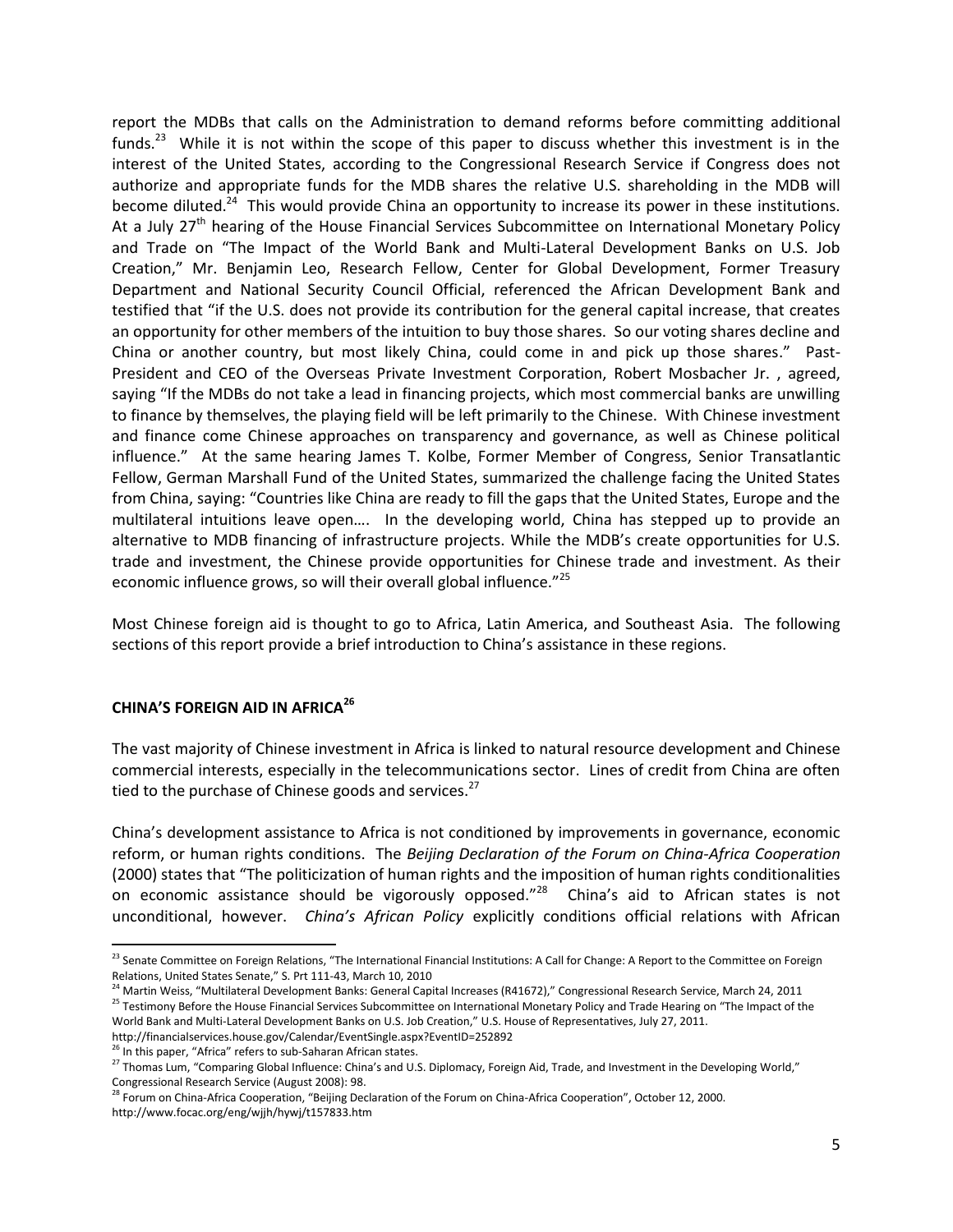report the MDBs that calls on the Administration to demand reforms before committing additional funds.[23] While it is not within the scope of this paper to discuss whether this investment is in the interest of the United States, according to the Congressional Research Service if Congress does not authorize and appropriate funds for the MDB shares the relative U.S. shareholding in the MDB will become diluted.[24] This would provide China an opportunity to increase its power in these institutions. At a July 27th hearing of the House Financial Services Subcommittee on International Monetary Policy and Trade on "The Impact of the World Bank and Multi-Lateral Development Banks on U.S. Job Creation," Mr. Benjamin Leo, Research Fellow, Center for Global Development, Former Treasury Department and National Security Council Official, referenced the African Development Bank and testified that "if the U.S. does not provide its contribution for the general capital increase, that creates an opportunity for other members of the intuition to buy those shares. So our voting shares decline and China or another country, but most likely China, could come in and pick up those shares." Past-President and CEO of the Overseas Private Investment Corporation, Robert Mosbacher Jr. , agreed, saying "If the MDBs do not take a lead in financing projects, which most commercial banks are unwilling to finance by themselves, the playing field will be left primarily to the Chinese. With Chinese investment and finance come Chinese approaches on transparency and governance, as well as Chinese political influence." At the same hearing James T. Kolbe, Former Member of Congress, Senior Transatlantic Fellow, German Marshall Fund of the United States, summarized the challenge facing the United States from China, saying: "Countries like China are ready to fill the gaps that the United States, Europe and the multilateral intuitions leave open…. In the developing world, China has stepped up to provide an alternative to MDB financing of infrastructure projects. While the MDB's create opportunities for U.S. trade and investment, the Chinese provide opportunities for Chinese trade and investment. As their economic influence grows, so will their overall global influence."[25]

Most Chinese foreign aid is thought to go to Africa, Latin America, and Southeast Asia. The following sections of this report provide a brief introduction to China's assistance in these regions.

## CHINA'S FOREIGN AID IN AFRICA[26]

The vast majority of Chinese investment in Africa is linked to natural resource development and Chinese commercial interests, especially in the telecommunications sector. Lines of credit from China are often tied to the purchase of Chinese goods and services.[27]

China's development assistance to Africa is not conditioned by improvements in governance, economic reform, or human rights conditions. The *Beijing Declaration of the Forum on China-Africa Cooperation* (2000) states that "The politicization of human rights and the imposition of human rights conditionalities on economic assistance should be vigorously opposed."[28] China's aid to African states is not unconditional, however. *China's African Policy* explicitly conditions official relations with African

---

[23] Senate Committee on Foreign Relations, "The International Financial Institutions: A Call for Change: A Report to the Committee on Foreign Relations, United States Senate," S. Prt 111-43, March 10, 2010

[24] Martin Weiss, "Multilateral Development Banks: General Capital Increases (R41672)," Congressional Research Service, March 24, 2011

[25] Testimony Before the House Financial Services Subcommittee on International Monetary Policy and Trade Hearing on "The Impact of the World Bank and Multi-Lateral Development Banks on U.S. Job Creation," U.S. House of Representatives, July 27, 2011. http://financialservices.house.gov/Calendar/EventSingle.aspx?EventID=252892

[26] In this paper, "Africa" refers to sub-Saharan African states.

[27] Thomas Lum, "Comparing Global Influence: China's and U.S. Diplomacy, Foreign Aid, Trade, and Investment in the Developing World," Congressional Research Service (August 2008): 98.

[28] Forum on China-Africa Cooperation, "Beijing Declaration of the Forum on China-Africa Cooperation", October 12, 2000. http://www.focac.org/eng/wjjh/hywj/t157833.htm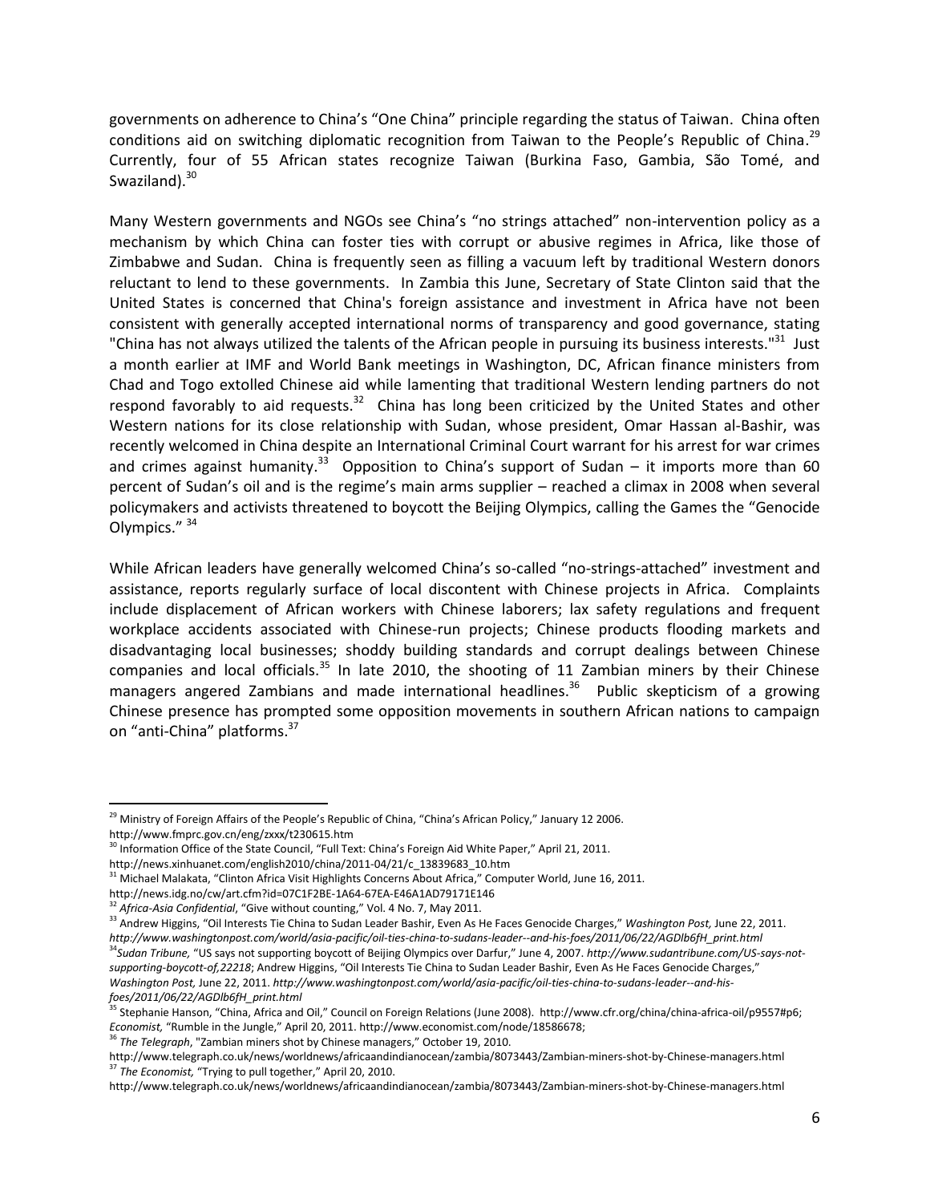governments on adherence to China's "One China" principle regarding the status of Taiwan. China often conditions aid on switching diplomatic recognition from Taiwan to the People's Republic of China.[29] Currently, four of 55 African states recognize Taiwan (Burkina Faso, Gambia, São Tomé, and Swaziland).[30]

Many Western governments and NGOs see China's "no strings attached" non-intervention policy as a mechanism by which China can foster ties with corrupt or abusive regimes in Africa, like those of Zimbabwe and Sudan. China is frequently seen as filling a vacuum left by traditional Western donors reluctant to lend to these governments. In Zambia this June, Secretary of State Clinton said that the United States is concerned that China's foreign assistance and investment in Africa have not been consistent with generally accepted international norms of transparency and good governance, stating "China has not always utilized the talents of the African people in pursuing its business interests."[31] Just a month earlier at IMF and World Bank meetings in Washington, DC, African finance ministers from Chad and Togo extolled Chinese aid while lamenting that traditional Western lending partners do not respond favorably to aid requests.[32] China has long been criticized by the United States and other Western nations for its close relationship with Sudan, whose president, Omar Hassan al-Bashir, was recently welcomed in China despite an International Criminal Court warrant for his arrest for war crimes and crimes against humanity.[33] Opposition to China's support of Sudan – it imports more than 60 percent of Sudan's oil and is the regime's main arms supplier – reached a climax in 2008 when several policymakers and activists threatened to boycott the Beijing Olympics, calling the Games the "Genocide Olympics." [34]

While African leaders have generally welcomed China's so-called "no-strings-attached" investment and assistance, reports regularly surface of local discontent with Chinese projects in Africa. Complaints include displacement of African workers with Chinese laborers; lax safety regulations and frequent workplace accidents associated with Chinese-run projects; Chinese products flooding markets and disadvantaging local businesses; shoddy building standards and corrupt dealings between Chinese companies and local officials.[35] In late 2010, the shooting of 11 Zambian miners by their Chinese managers angered Zambians and made international headlines.[36] Public skepticism of a growing Chinese presence has prompted some opposition movements in southern African nations to campaign on "anti-China" platforms.[37]

---

[29] Ministry of Foreign Affairs of the People's Republic of China, "China's African Policy," January 12 2006. http://www.fmprc.gov.cn/eng/zxxx/t230615.htm

[30] Information Office of the State Council, "Full Text: China's Foreign Aid White Paper," April 21, 2011. http://news.xinhuanet.com/english2010/china/2011-04/21/c_13839683_10.htm

[31] Michael Malakata, "Clinton Africa Visit Highlights Concerns About Africa," Computer World, June 16, 2011. http://news.idg.no/cw/art.cfm?id=07C1F2BE-1A64-67EA-E46A1AD79171E146

[32] *Africa-Asia Confidential*, "Give without counting," Vol. 4 No. 7, May 2011.

[33] Andrew Higgins, "Oil Interests Tie China to Sudan Leader Bashir, Even As He Faces Genocide Charges," *Washington Post,* June 22, 2011. *http://www.washingtonpost.com/world/asia-pacific/oil-ties-china-to-sudans-leader--and-his-foes/2011/06/22/AGDlb6fH_print.html*

[34] *Sudan Tribune,* "US says not supporting boycott of Beijing Olympics over Darfur," June 4, 2007. *http://www.sudantribune.com/US-says-not-supporting-boycott-of,22218*; Andrew Higgins, "Oil Interests Tie China to Sudan Leader Bashir, Even As He Faces Genocide Charges," *Washington Post,* June 22, 2011. *http://www.washingtonpost.com/world/asia-pacific/oil-ties-china-to-sudans-leader--and-his-foes/2011/06/22/AGDlb6fH_print.html*

[35] Stephanie Hanson, "China, Africa and Oil," Council on Foreign Relations (June 2008). http://www.cfr.org/china/china-africa-oil/p9557#p6; *Economist,* "Rumble in the Jungle," April 20, 2011. http://www.economist.com/node/18586678;

[36] *The Telegraph*, "Zambian miners shot by Chinese managers," October 19, 2010. http://www.telegraph.co.uk/news/worldnews/africaandindianocean/zambia/8073443/Zambian-miners-shot-by-Chinese-managers.html

[37] *The Economist,* "Trying to pull together," April 20, 2010. http://www.telegraph.co.uk/news/worldnews/africaandindianocean/zambia/8073443/Zambian-miners-shot-by-Chinese-managers.html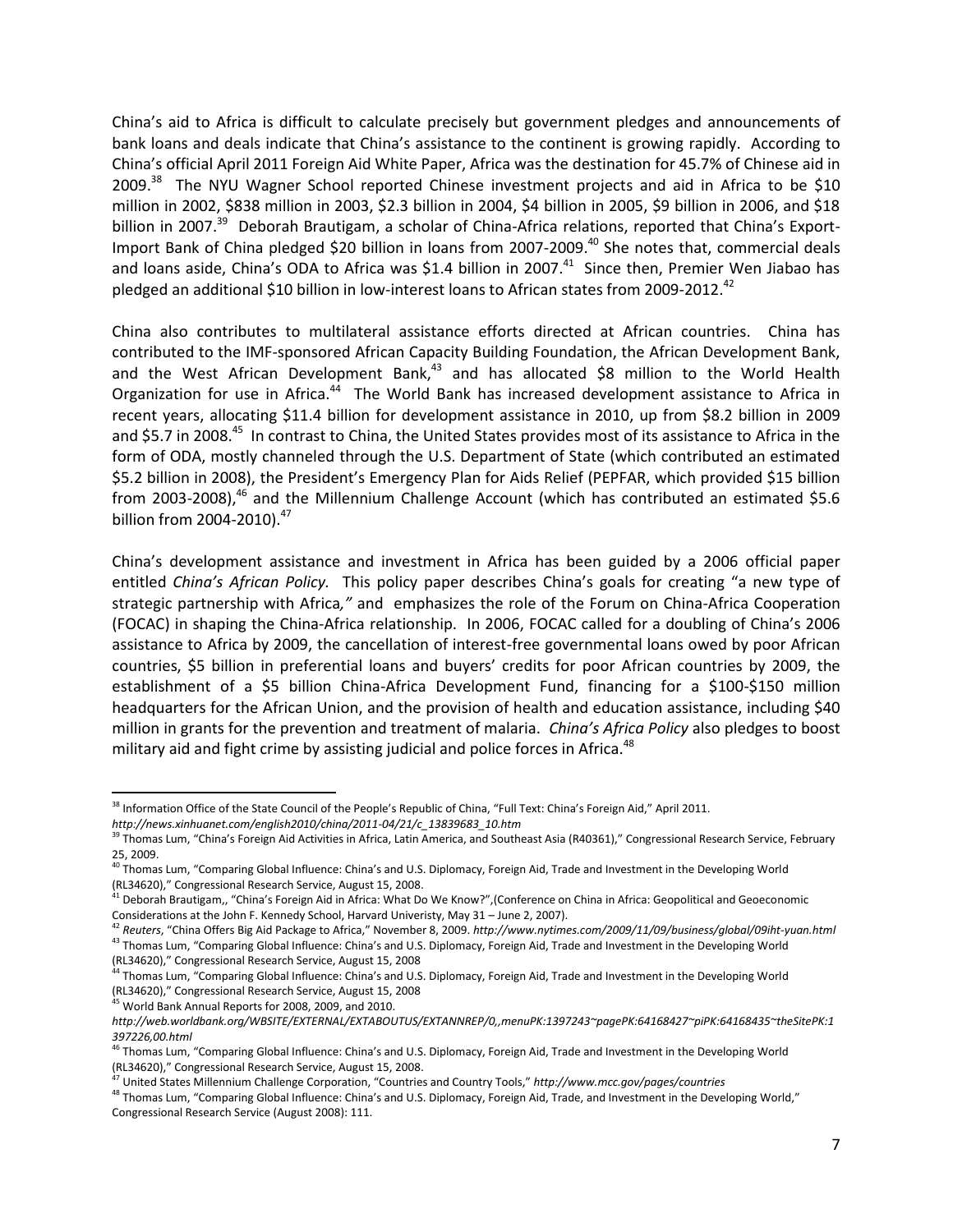China's aid to Africa is difficult to calculate precisely but government pledges and announcements of bank loans and deals indicate that China's assistance to the continent is growing rapidly. According to China's official April 2011 Foreign Aid White Paper, Africa was the destination for 45.7% of Chinese aid in 2009.[38] The NYU Wagner School reported Chinese investment projects and aid in Africa to be $10 million in 2002, $838 million in 2003, $2.3 billion in 2004, $4 billion in 2005, $9 billion in 2006, and $18 billion in 2007.[39] Deborah Brautigam, a scholar of China-Africa relations, reported that China's Export-Import Bank of China pledged $20 billion in loans from 2007-2009.[40] She notes that, commercial deals and loans aside, China's ODA to Africa was $1.4 billion in 2007.[41] Since then, Premier Wen Jiabao has pledged an additional $10 billion in low-interest loans to African states from 2009-2012.[42]

China also contributes to multilateral assistance efforts directed at African countries. China has contributed to the IMF-sponsored African Capacity Building Foundation, the African Development Bank, and the West African Development Bank,[43] and has allocated $8 million to the World Health Organization for use in Africa.[44] The World Bank has increased development assistance to Africa in recent years, allocating $11.4 billion for development assistance in 2010, up from $8.2 billion in 2009 and $5.7 in 2008.[45] In contrast to China, the United States provides most of its assistance to Africa in the form of ODA, mostly channeled through the U.S. Department of State (which contributed an estimated $5.2 billion in 2008), the President's Emergency Plan for Aids Relief (PEPFAR, which provided $15 billion from 2003-2008),[46] and the Millennium Challenge Account (which has contributed an estimated $5.6 billion from 2004-2010).[47]

China's development assistance and investment in Africa has been guided by a 2006 official paper entitled *China's African Policy.* This policy paper describes China's goals for creating "a new type of strategic partnership with Africa*,"* and emphasizes the role of the Forum on China-Africa Cooperation (FOCAC) in shaping the China-Africa relationship. In 2006, FOCAC called for a doubling of China's 2006 assistance to Africa by 2009, the cancellation of interest-free governmental loans owed by poor African countries, $5 billion in preferential loans and buyers' credits for poor African countries by 2009, the establishment of a $5 billion China-Africa Development Fund, financing for a $100-$150 million headquarters for the African Union, and the provision of health and education assistance, including $40 million in grants for the prevention and treatment of malaria. *China's Africa Policy* also pledges to boost military aid and fight crime by assisting judicial and police forces in Africa.[48]

---

[38] Information Office of the State Council of the People's Republic of China, "Full Text: China's Foreign Aid," April 2011. *http://news.xinhuanet.com/english2010/china/2011-04/21/c_13839683_10.htm*

[39] Thomas Lum, "China's Foreign Aid Activities in Africa, Latin America, and Southeast Asia (R40361)," Congressional Research Service, February 25, 2009.

[40] Thomas Lum, "Comparing Global Influence: China's and U.S. Diplomacy, Foreign Aid, Trade and Investment in the Developing World (RL34620)," Congressional Research Service, August 15, 2008.

[41] Deborah Brautigam,, "China's Foreign Aid in Africa: What Do We Know?",(Conference on China in Africa: Geopolitical and Geoeconomic Considerations at the John F. Kennedy School, Harvard Univeristy, May 31 – June 2, 2007).

[42] *Reuters*, "China Offers Big Aid Package to Africa," November 8, 2009. *http://www.nytimes.com/2009/11/09/business/global/09iht-yuan.html*

[43] Thomas Lum, "Comparing Global Influence: China's and U.S. Diplomacy, Foreign Aid, Trade and Investment in the Developing World (RL34620)," Congressional Research Service, August 15, 2008

[44] Thomas Lum, "Comparing Global Influence: China's and U.S. Diplomacy, Foreign Aid, Trade and Investment in the Developing World (RL34620)," Congressional Research Service, August 15, 2008

[45] World Bank Annual Reports for 2008, 2009, and 2010. *http://web.worldbank.org/WBSITE/EXTERNAL/EXTABOUTUS/EXTANNREP/0,,menuPK:1397243~pagePK:64168427~piPK:64168435~theSitePK:1397226,00.html*

[46] Thomas Lum, "Comparing Global Influence: China's and U.S. Diplomacy, Foreign Aid, Trade and Investment in the Developing World (RL34620)," Congressional Research Service, August 15, 2008.

[47] United States Millennium Challenge Corporation, "Countries and Country Tools," *http://www.mcc.gov/pages/countries*

[48] Thomas Lum, "Comparing Global Influence: China's and U.S. Diplomacy, Foreign Aid, Trade, and Investment in the Developing World," Congressional Research Service (August 2008): 111.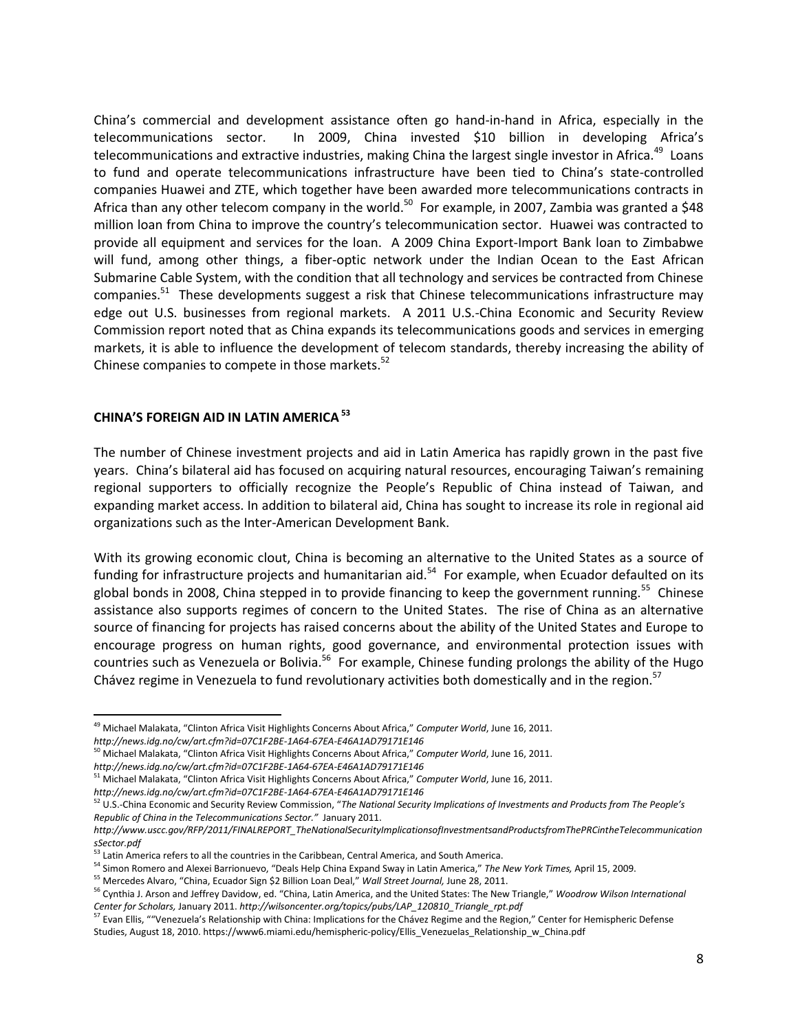China's commercial and development assistance often go hand-in-hand in Africa, especially in the telecommunications sector. In 2009, China invested $10 billion in developing Africa's telecommunications and extractive industries, making China the largest single investor in Africa.[49] Loans to fund and operate telecommunications infrastructure have been tied to China's state-controlled companies Huawei and ZTE, which together have been awarded more telecommunications contracts in Africa than any other telecom company in the world.[50] For example, in 2007, Zambia was granted a $48 million loan from China to improve the country's telecommunication sector. Huawei was contracted to provide all equipment and services for the loan. A 2009 China Export-Import Bank loan to Zimbabwe will fund, among other things, a fiber-optic network under the Indian Ocean to the East African Submarine Cable System, with the condition that all technology and services be contracted from Chinese companies.[51] These developments suggest a risk that Chinese telecommunications infrastructure may edge out U.S. businesses from regional markets. A 2011 U.S.-China Economic and Security Review Commission report noted that as China expands its telecommunications goods and services in emerging markets, it is able to influence the development of telecom standards, thereby increasing the ability of Chinese companies to compete in those markets.[52]

## CHINA'S FOREIGN AID IN LATIN AMERICA[53]

The number of Chinese investment projects and aid in Latin America has rapidly grown in the past five years. China's bilateral aid has focused on acquiring natural resources, encouraging Taiwan's remaining regional supporters to officially recognize the People's Republic of China instead of Taiwan, and expanding market access. In addition to bilateral aid, China has sought to increase its role in regional aid organizations such as the Inter-American Development Bank.

With its growing economic clout, China is becoming an alternative to the United States as a source of funding for infrastructure projects and humanitarian aid.[54] For example, when Ecuador defaulted on its global bonds in 2008, China stepped in to provide financing to keep the government running.[55] Chinese assistance also supports regimes of concern to the United States. The rise of China as an alternative source of financing for projects has raised concerns about the ability of the United States and Europe to encourage progress on human rights, good governance, and environmental protection issues with countries such as Venezuela or Bolivia.[56] For example, Chinese funding prolongs the ability of the Hugo Chávez regime in Venezuela to fund revolutionary activities both domestically and in the region.[57]

---

[49] Michael Malakata, "Clinton Africa Visit Highlights Concerns About Africa," *Computer World*, June 16, 2011. *http://news.idg.no/cw/art.cfm?id=07C1F2BE-1A64-67EA-E46A1AD79171E146*

[50] Michael Malakata, "Clinton Africa Visit Highlights Concerns About Africa," *Computer World*, June 16, 2011. *http://news.idg.no/cw/art.cfm?id=07C1F2BE-1A64-67EA-E46A1AD79171E146*

[51] Michael Malakata, "Clinton Africa Visit Highlights Concerns About Africa," *Computer World*, June 16, 2011. *http://news.idg.no/cw/art.cfm?id=07C1F2BE-1A64-67EA-E46A1AD79171E146*

[52] U.S.-China Economic and Security Review Commission, "*The National Security Implications of Investments and Products from The People's Republic of China in the Telecommunications Sector.*" January 2011. *http://www.uscc.gov/RFP/2011/FINALREPORT_TheNationalSecurityImplicationsofInvestmentsandProductsfromThePRCintheTelecommunicationsSector.pdf*

[53] Latin America refers to all the countries in the Caribbean, Central America, and South America.

[54] Simon Romero and Alexei Barrionuevo, "Deals Help China Expand Sway in Latin America," *The New York Times,* April 15, 2009.

[55] Mercedes Alvaro, "China, Ecuador Sign $2 Billion Loan Deal," *Wall Street Journal,* June 28, 2011.

[56] Cynthia J. Arson and Jeffrey Davidow, ed. "China, Latin America, and the United States: The New Triangle," *Woodrow Wilson International Center for Scholars,* January 2011. *http://wilsoncenter.org/topics/pubs/LAP_120810_Triangle_rpt.pdf*

[57] Evan Ellis, ""Venezuela's Relationship with China: Implications for the Chávez Regime and the Region," Center for Hemispheric Defense Studies, August 18, 2010. https://www6.miami.edu/hemispheric-policy/Ellis_Venezuelas_Relationship_w_China.pdf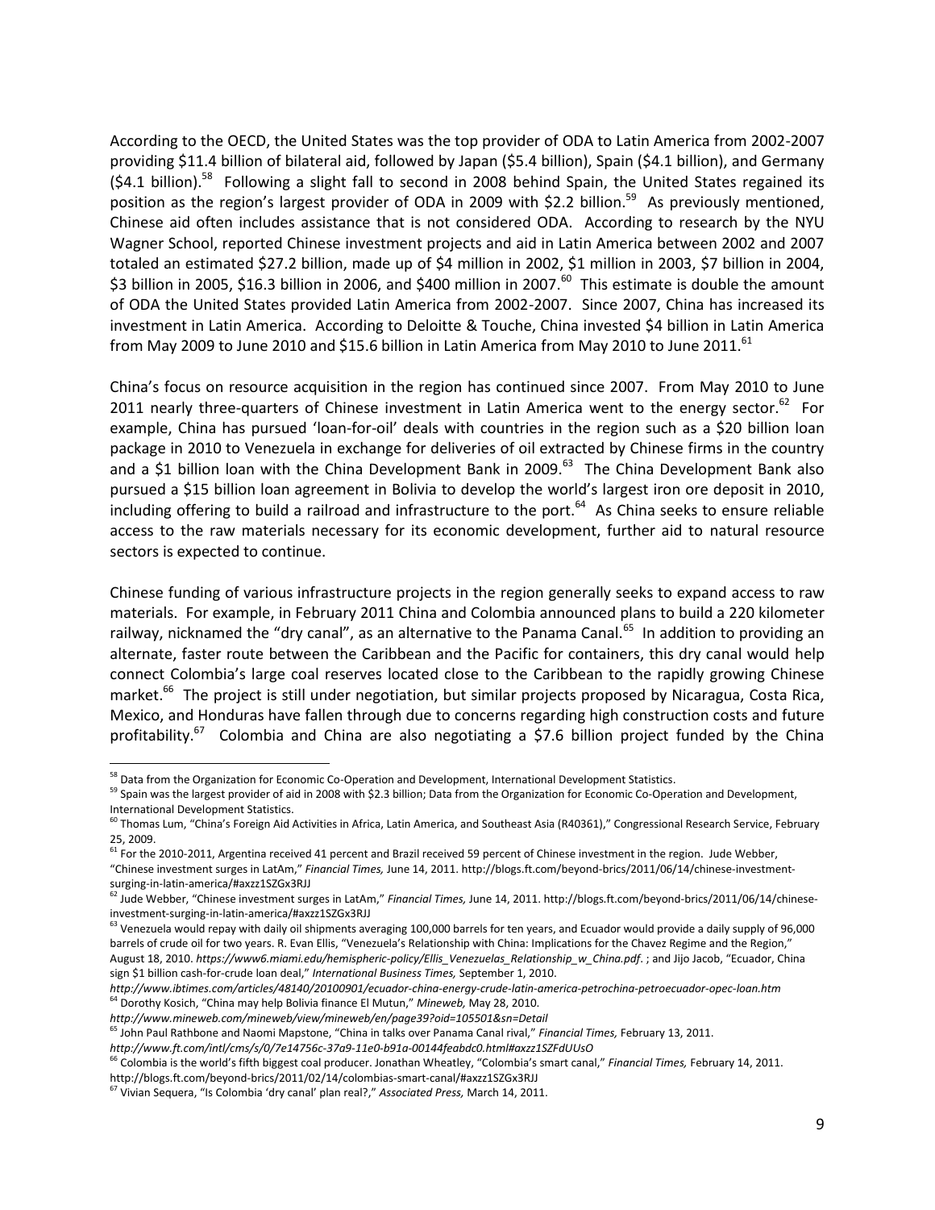According to the OECD, the United States was the top provider of ODA to Latin America from 2002-2007 providing $11.4 billion of bilateral aid, followed by Japan ($5.4 billion), Spain ($4.1 billion), and Germany ($4.1 billion).[58] Following a slight fall to second in 2008 behind Spain, the United States regained its position as the region's largest provider of ODA in 2009 with $2.2 billion.[59] As previously mentioned, Chinese aid often includes assistance that is not considered ODA. According to research by the NYU Wagner School, reported Chinese investment projects and aid in Latin America between 2002 and 2007 totaled an estimated $27.2 billion, made up of $4 million in 2002, $1 million in 2003, $7 billion in 2004, $3 billion in 2005, $16.3 billion in 2006, and $400 million in 2007.[60] This estimate is double the amount of ODA the United States provided Latin America from 2002-2007. Since 2007, China has increased its investment in Latin America. According to Deloitte & Touche, China invested $4 billion in Latin America from May 2009 to June 2010 and $15.6 billion in Latin America from May 2010 to June 2011.[61]

China's focus on resource acquisition in the region has continued since 2007. From May 2010 to June 2011 nearly three-quarters of Chinese investment in Latin America went to the energy sector.[62] For example, China has pursued 'loan-for-oil' deals with countries in the region such as a $20 billion loan package in 2010 to Venezuela in exchange for deliveries of oil extracted by Chinese firms in the country and a $1 billion loan with the China Development Bank in 2009.[63] The China Development Bank also pursued a $15 billion loan agreement in Bolivia to develop the world's largest iron ore deposit in 2010, including offering to build a railroad and infrastructure to the port.[64] As China seeks to ensure reliable access to the raw materials necessary for its economic development, further aid to natural resource sectors is expected to continue.

Chinese funding of various infrastructure projects in the region generally seeks to expand access to raw materials. For example, in February 2011 China and Colombia announced plans to build a 220 kilometer railway, nicknamed the "dry canal", as an alternative to the Panama Canal.[65] In addition to providing an alternate, faster route between the Caribbean and the Pacific for containers, this dry canal would help connect Colombia's large coal reserves located close to the Caribbean to the rapidly growing Chinese market.[66] The project is still under negotiation, but similar projects proposed by Nicaragua, Costa Rica, Mexico, and Honduras have fallen through due to concerns regarding high construction costs and future profitability.[67] Colombia and China are also negotiating a $7.6 billion project funded by the China

---

[58] Data from the Organization for Economic Co-Operation and Development, International Development Statistics.

[59] Spain was the largest provider of aid in 2008 with $2.3 billion; Data from the Organization for Economic Co-Operation and Development, International Development Statistics.

[60] Thomas Lum, "China's Foreign Aid Activities in Africa, Latin America, and Southeast Asia (R40361)," Congressional Research Service, February 25, 2009.

[61] For the 2010-2011, Argentina received 41 percent and Brazil received 59 percent of Chinese investment in the region. Jude Webber, "Chinese investment surges in LatAm," *Financial Times,* June 14, 2011. http://blogs.ft.com/beyond-brics/2011/06/14/chinese-investment-surging-in-latin-america/#axzz1SZGx3RJJ

[62] Jude Webber, "Chinese investment surges in LatAm," *Financial Times,* June 14, 2011. http://blogs.ft.com/beyond-brics/2011/06/14/chinese-investment-surging-in-latin-america/#axzz1SZGx3RJJ

[63] Venezuela would repay with daily oil shipments averaging 100,000 barrels for ten years, and Ecuador would provide a daily supply of 96,000 barrels of crude oil for two years. R. Evan Ellis, "Venezuela's Relationship with China: Implications for the Chavez Regime and the Region," August 18, 2010. *https://www6.miami.edu/hemispheric-policy/Ellis_Venezuelas_Relationship_w_China.pdf*. ; and Jijo Jacob, "Ecuador, China sign $1 billion cash-for-crude loan deal," *International Business Times,* September 1, 2010. *http://www.ibtimes.com/articles/48140/20100901/ecuador-china-energy-crude-latin-america-petrochina-petroecuador-opec-loan.htm*

[64] Dorothy Kosich, "China may help Bolivia finance El Mutun," *Mineweb,* May 28, 2010. *http://www.mineweb.com/mineweb/view/mineweb/en/page39?oid=105501&sn=Detail*

[65] John Paul Rathbone and Naomi Mapstone, "China in talks over Panama Canal rival," *Financial Times,* February 13, 2011. *http://www.ft.com/intl/cms/s/0/7e14756c-37a9-11e0-b91a-00144feabdc0.html#axzz1SZFdUUsO*

[66] Colombia is the world's fifth biggest coal producer. Jonathan Wheatley, "Colombia's smart canal," *Financial Times,* February 14, 2011. http://blogs.ft.com/beyond-brics/2011/02/14/colombias-smart-canal/#axzz1SZGx3RJJ

[67] Vivian Sequera, "Is Colombia 'dry canal' plan real?," *Associated Press,* March 14, 2011.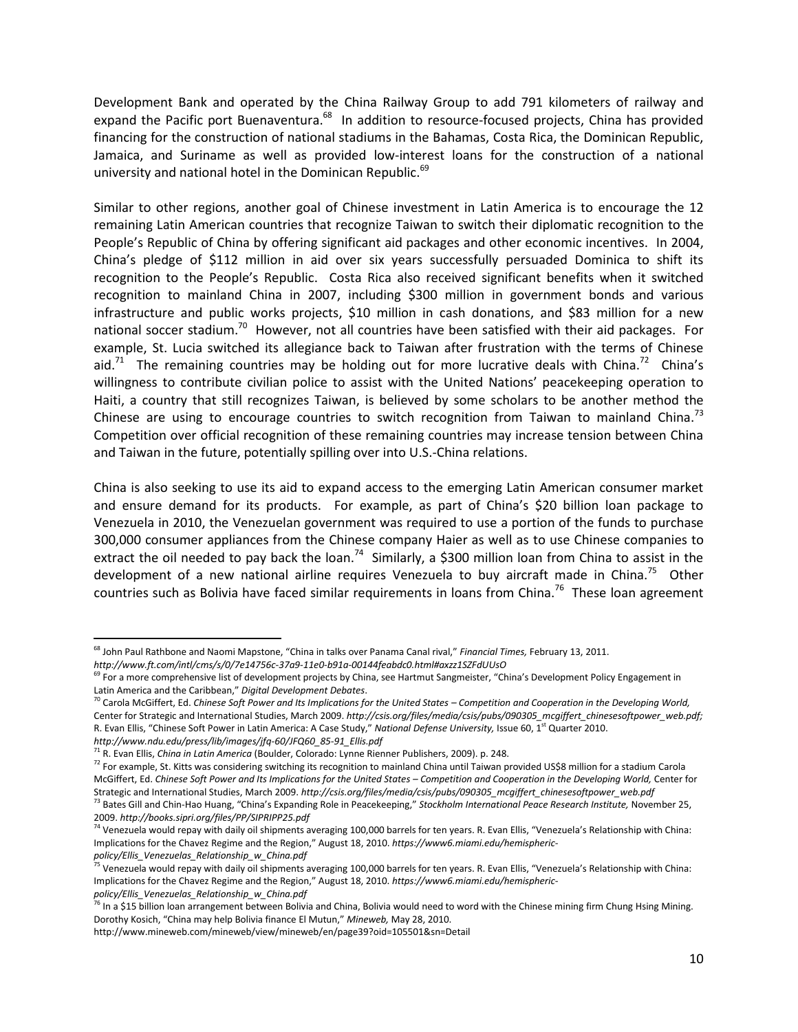Development Bank and operated by the China Railway Group to add 791 kilometers of railway and expand the Pacific port Buenaventura.[68] In addition to resource-focused projects, China has provided financing for the construction of national stadiums in the Bahamas, Costa Rica, the Dominican Republic, Jamaica, and Suriname as well as provided low-interest loans for the construction of a national university and national hotel in the Dominican Republic.[69]

Similar to other regions, another goal of Chinese investment in Latin America is to encourage the 12 remaining Latin American countries that recognize Taiwan to switch their diplomatic recognition to the People's Republic of China by offering significant aid packages and other economic incentives. In 2004, China's pledge of $112 million in aid over six years successfully persuaded Dominica to shift its recognition to the People's Republic. Costa Rica also received significant benefits when it switched recognition to mainland China in 2007, including $300 million in government bonds and various infrastructure and public works projects, $10 million in cash donations, and $83 million for a new national soccer stadium.[70] However, not all countries have been satisfied with their aid packages. For example, St. Lucia switched its allegiance back to Taiwan after frustration with the terms of Chinese aid.[71] The remaining countries may be holding out for more lucrative deals with China.[72] China's willingness to contribute civilian police to assist with the United Nations' peacekeeping operation to Haiti, a country that still recognizes Taiwan, is believed by some scholars to be another method the Chinese are using to encourage countries to switch recognition from Taiwan to mainland China.[73] Competition over official recognition of these remaining countries may increase tension between China and Taiwan in the future, potentially spilling over into U.S.-China relations.

China is also seeking to use its aid to expand access to the emerging Latin American consumer market and ensure demand for its products. For example, as part of China's $20 billion loan package to Venezuela in 2010, the Venezuelan government was required to use a portion of the funds to purchase 300,000 consumer appliances from the Chinese company Haier as well as to use Chinese companies to extract the oil needed to pay back the loan.[74] Similarly, a $300 million loan from China to assist in the development of a new national airline requires Venezuela to buy aircraft made in China.[75] Other countries such as Bolivia have faced similar requirements in loans from China.[76] These loan agreement

---

[68] John Paul Rathbone and Naomi Mapstone, "China in talks over Panama Canal rival," *Financial Times,* February 13, 2011. *http://www.ft.com/intl/cms/s/0/7e14756c-37a9-11e0-b91a-00144feabdc0.html#axzz1SZFdUUsO*

[69] For a more comprehensive list of development projects by China, see Hartmut Sangmeister, "China's Development Policy Engagement in Latin America and the Caribbean," *Digital Development Debates*.

[70] Carola McGiffert, Ed. *Chinese Soft Power and Its Implications for the United States – Competition and Cooperation in the Developing World,* Center for Strategic and International Studies, March 2009. *http://csis.org/files/media/csis/pubs/090305_mcgiffert_chinesesoftpower_web.pdf;* R. Evan Ellis, "Chinese Soft Power in Latin America: A Case Study," *National Defense University,* Issue 60, 1st Quarter 2010. *http://www.ndu.edu/press/lib/images/jfq-60/JFQ60_85-91_Ellis.pdf*

[71] R. Evan Ellis, *China in Latin America* (Boulder, Colorado: Lynne Rienner Publishers, 2009). p. 248.

[72] For example, St. Kitts was considering switching its recognition to mainland China until Taiwan provided US$8 million for a stadium Carola McGiffert, Ed. *Chinese Soft Power and Its Implications for the United States – Competition and Cooperation in the Developing World,* Center for Strategic and International Studies, March 2009. *http://csis.org/files/media/csis/pubs/090305_mcgiffert_chinesesoftpower_web.pdf*

[73] Bates Gill and Chin-Hao Huang, "China's Expanding Role in Peacekeeping," *Stockholm International Peace Research Institute,* November 25, 2009. *http://books.sipri.org/files/PP/SIPRIPP25.pdf*

[74] Venezuela would repay with daily oil shipments averaging 100,000 barrels for ten years. R. Evan Ellis, "Venezuela's Relationship with China: Implications for the Chavez Regime and the Region," August 18, 2010. *https://www6.miami.edu/hemispheric-policy/Ellis_Venezuelas_Relationship_w_China.pdf*

[75] Venezuela would repay with daily oil shipments averaging 100,000 barrels for ten years. R. Evan Ellis, "Venezuela's Relationship with China: Implications for the Chavez Regime and the Region," August 18, 2010. *https://www6.miami.edu/hemispheric-policy/Ellis_Venezuelas_Relationship_w_China.pdf*

[76] In a $15 billion loan arrangement between Bolivia and China, Bolivia would need to word with the Chinese mining firm Chung Hsing Mining. Dorothy Kosich, "China may help Bolivia finance El Mutun," *Mineweb,* May 28, 2010. http://www.mineweb.com/mineweb/view/mineweb/en/page39?oid=105501&sn=Detail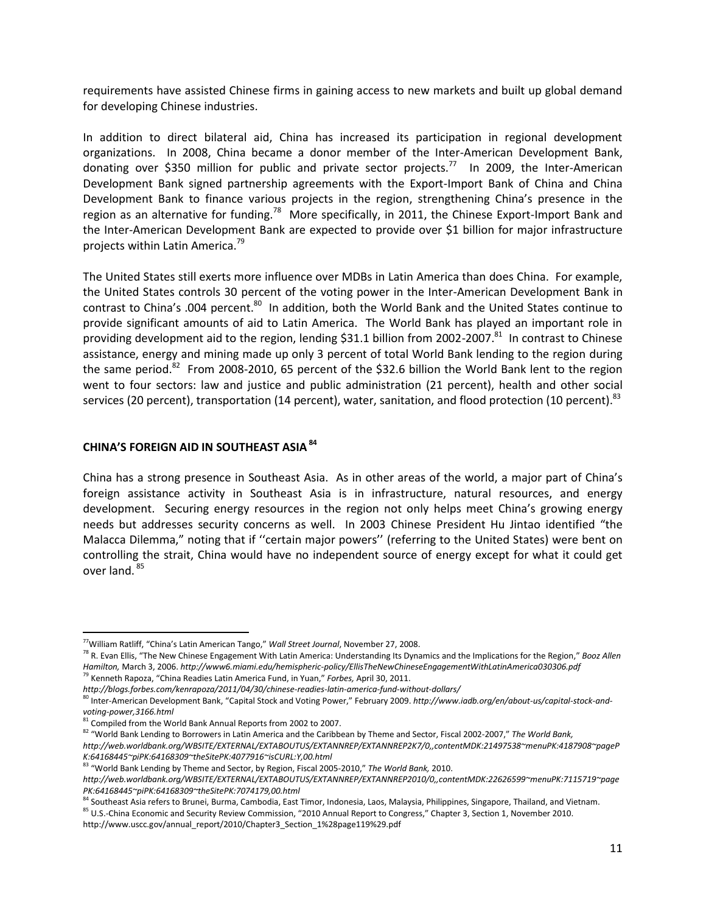requirements have assisted Chinese firms in gaining access to new markets and built up global demand for developing Chinese industries.

In addition to direct bilateral aid, China has increased its participation in regional development organizations. In 2008, China became a donor member of the Inter-American Development Bank, donating over $350 million for public and private sector projects.[77] In 2009, the Inter-American Development Bank signed partnership agreements with the Export-Import Bank of China and China Development Bank to finance various projects in the region, strengthening China's presence in the region as an alternative for funding.[78] More specifically, in 2011, the Chinese Export-Import Bank and the Inter-American Development Bank are expected to provide over $1 billion for major infrastructure projects within Latin America.[79]

The United States still exerts more influence over MDBs in Latin America than does China. For example, the United States controls 30 percent of the voting power in the Inter-American Development Bank in contrast to China's .004 percent.[80] In addition, both the World Bank and the United States continue to provide significant amounts of aid to Latin America. The World Bank has played an important role in providing development aid to the region, lending $31.1 billion from 2002-2007.[81] In contrast to Chinese assistance, energy and mining made up only 3 percent of total World Bank lending to the region during the same period.[82] From 2008-2010, 65 percent of the $32.6 billion the World Bank lent to the region went to four sectors: law and justice and public administration (21 percent), health and other social services (20 percent), transportation (14 percent), water, sanitation, and flood protection (10 percent).[83]

## CHINA'S FOREIGN AID IN SOUTHEAST ASIA [84]

China has a strong presence in Southeast Asia. As in other areas of the world, a major part of China's foreign assistance activity in Southeast Asia is in infrastructure, natural resources, and energy development. Securing energy resources in the region not only helps meet China's growing energy needs but addresses security concerns as well. In 2003 Chinese President Hu Jintao identified "the Malacca Dilemma," noting that if ''certain major powers'' (referring to the United States) were bent on controlling the strait, China would have no independent source of energy except for what it could get over land. [85]

---

[77] William Ratliff, "China's Latin American Tango," *Wall Street Journal*, November 27, 2008.

[78] R. Evan Ellis, "The New Chinese Engagement With Latin America: Understanding Its Dynamics and the Implications for the Region," *Booz Allen Hamilton,* March 3, 2006. *http://www6.miami.edu/hemispheric-policy/EllisTheNewChineseEngagementWithLatinAmerica030306.pdf*

[79] Kenneth Rapoza, "China Readies Latin America Fund, in Yuan," *Forbes,* April 30, 2011. *http://blogs.forbes.com/kenrapoza/2011/04/30/chinese-readies-latin-america-fund-without-dollars/*

[80] Inter-American Development Bank, "Capital Stock and Voting Power," February 2009. *http://www.iadb.org/en/about-us/capital-stock-and-voting-power,3166.html*

[81] Compiled from the World Bank Annual Reports from 2002 to 2007.

[82] "World Bank Lending to Borrowers in Latin America and the Caribbean by Theme and Sector, Fiscal 2002-2007," *The World Bank, http://web.worldbank.org/WBSITE/EXTERNAL/EXTABOUTUS/EXTANNREP/EXTANNREP2K7/0,,contentMDK:21497538~menuPK:4187908~pagePK:64168445~piPK:64168309~theSitePK:4077916~isCURL:Y,00.html*

[83] "World Bank Lending by Theme and Sector, by Region, Fiscal 2005-2010," *The World Bank,* 2010. *http://web.worldbank.org/WBSITE/EXTERNAL/EXTABOUTUS/EXTANNREP/EXTANNREP2010/0,,contentMDK:22626599~menuPK:7115719~pagePK:64168445~piPK:64168309~theSitePK:7074179,00.html*

[84] Southeast Asia refers to Brunei, Burma, Cambodia, East Timor, Indonesia, Laos, Malaysia, Philippines, Singapore, Thailand, and Vietnam.

[85] U.S.-China Economic and Security Review Commission, "2010 Annual Report to Congress," Chapter 3, Section 1, November 2010. http://www.uscc.gov/annual_report/2010/Chapter3_Section_1%28page119%29.pdf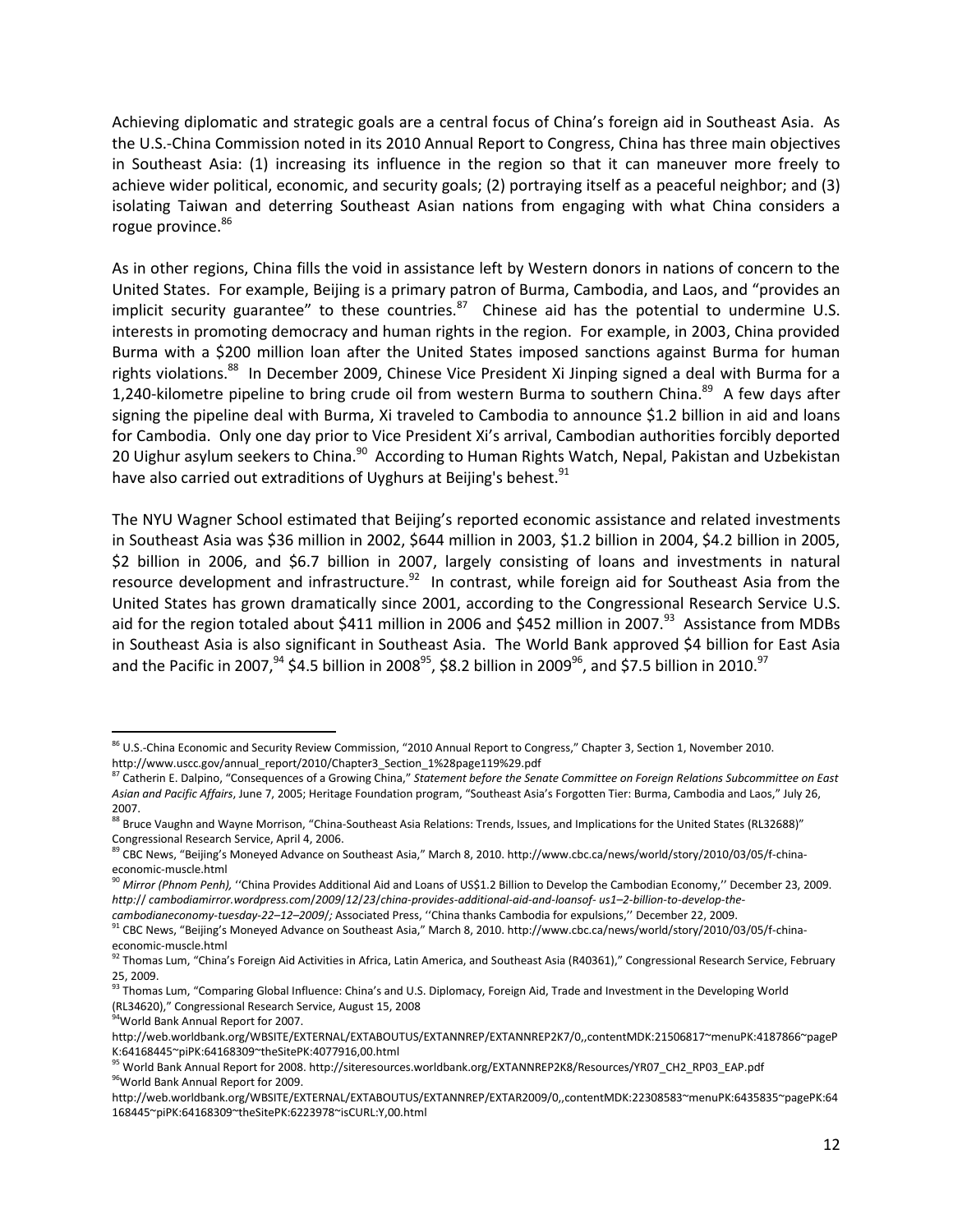Achieving diplomatic and strategic goals are a central focus of China's foreign aid in Southeast Asia. As the U.S.-China Commission noted in its 2010 Annual Report to Congress, China has three main objectives in Southeast Asia: (1) increasing its influence in the region so that it can maneuver more freely to achieve wider political, economic, and security goals; (2) portraying itself as a peaceful neighbor; and (3) isolating Taiwan and deterring Southeast Asian nations from engaging with what China considers a rogue province.[86]

As in other regions, China fills the void in assistance left by Western donors in nations of concern to the United States. For example, Beijing is a primary patron of Burma, Cambodia, and Laos, and "provides an implicit security guarantee" to these countries.[87] Chinese aid has the potential to undermine U.S. interests in promoting democracy and human rights in the region. For example, in 2003, China provided Burma with a $200 million loan after the United States imposed sanctions against Burma for human rights violations.[88] In December 2009, Chinese Vice President Xi Jinping signed a deal with Burma for a 1,240-kilometre pipeline to bring crude oil from western Burma to southern China.[89] A few days after signing the pipeline deal with Burma, Xi traveled to Cambodia to announce $1.2 billion in aid and loans for Cambodia. Only one day prior to Vice President Xi's arrival, Cambodian authorities forcibly deported 20 Uighur asylum seekers to China.[90] According to Human Rights Watch, Nepal, Pakistan and Uzbekistan have also carried out extraditions of Uyghurs at Beijing's behest.[91]

The NYU Wagner School estimated that Beijing's reported economic assistance and related investments in Southeast Asia was $36 million in 2002, $644 million in 2003, $1.2 billion in 2004, $4.2 billion in 2005, $2 billion in 2006, and $6.7 billion in 2007, largely consisting of loans and investments in natural resource development and infrastructure.[92] In contrast, while foreign aid for Southeast Asia from the United States has grown dramatically since 2001, according to the Congressional Research Service U.S. aid for the region totaled about $411 million in 2006 and $452 million in 2007.[93] Assistance from MDBs in Southeast Asia is also significant in Southeast Asia. The World Bank approved $4 billion for East Asia and the Pacific in 2007,[94] $4.5 billion in 2008[95], $8.2 billion in 2009[96], and $7.5 billion in 2010.[97]

---

[86] U.S.-China Economic and Security Review Commission, "2010 Annual Report to Congress," Chapter 3, Section 1, November 2010. http://www.uscc.gov/annual_report/2010/Chapter3_Section_1%28page119%29.pdf

[87] Catherin E. Dalpino, "Consequences of a Growing China," *Statement before the Senate Committee on Foreign Relations Subcommittee on East Asian and Pacific Affairs*, June 7, 2005; Heritage Foundation program, "Southeast Asia's Forgotten Tier: Burma, Cambodia and Laos," July 26, 2007.

[88] Bruce Vaughn and Wayne Morrison, "China-Southeast Asia Relations: Trends, Issues, and Implications for the United States (RL32688)" Congressional Research Service, April 4, 2006.

[89] CBC News, "Beijing's Moneyed Advance on Southeast Asia," March 8, 2010. http://www.cbc.ca/news/world/story/2010/03/05/f-china-economic-muscle.html

[90] *Mirror (Phnom Penh),* ''China Provides Additional Aid and Loans of US$1.2 Billion to Develop the Cambodian Economy,'' December 23, 2009. *http:// cambodiamirror.wordpress.com/2009/12/23/china-provides-additional-aid-and-loansof- us1–2-billion-to-develop-the-cambodianeconomy-tuesday-22–12–2009/;* Associated Press, ''China thanks Cambodia for expulsions,'' December 22, 2009.

[91] CBC News, "Beijing's Moneyed Advance on Southeast Asia," March 8, 2010. http://www.cbc.ca/news/world/story/2010/03/05/f-china-economic-muscle.html

[92] Thomas Lum, "China's Foreign Aid Activities in Africa, Latin America, and Southeast Asia (R40361)," Congressional Research Service, February 25, 2009.

[93] Thomas Lum, "Comparing Global Influence: China's and U.S. Diplomacy, Foreign Aid, Trade and Investment in the Developing World (RL34620)," Congressional Research Service, August 15, 2008

[94] World Bank Annual Report for 2007. http://web.worldbank.org/WBSITE/EXTERNAL/EXTABOUTUS/EXTANNREP/EXTANNREP2K7/0,,contentMDK:21506817~menuPK:4187866~pagePK:64168445~piPK:64168309~theSitePK:4077916,00.html

[95] World Bank Annual Report for 2008. http://siteresources.worldbank.org/EXTANNREP2K8/Resources/YR07_CH2_RP03_EAP.pdf

[96] World Bank Annual Report for 2009. http://web.worldbank.org/WBSITE/EXTERNAL/EXTABOUTUS/EXTANNREP/EXTAR2009/0,,contentMDK:22308583~menuPK:6435835~pagePK:64168445~piPK:64168309~theSitePK:6223978~isCURL:Y,00.html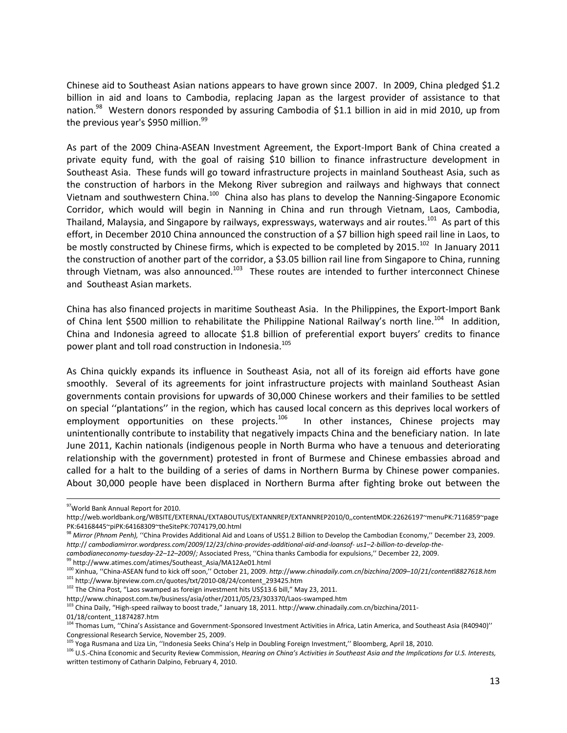Chinese aid to Southeast Asian nations appears to have grown since 2007. In 2009, China pledged $1.2 billion in aid and loans to Cambodia, replacing Japan as the largest provider of assistance to that nation.[98] Western donors responded by assuring Cambodia of $1.1 billion in aid in mid 2010, up from the previous year's $950 million.[99]

As part of the 2009 China-ASEAN Investment Agreement, the Export-Import Bank of China created a private equity fund, with the goal of raising $10 billion to finance infrastructure development in Southeast Asia. These funds will go toward infrastructure projects in mainland Southeast Asia, such as the construction of harbors in the Mekong River subregion and railways and highways that connect Vietnam and southwestern China.[100] China also has plans to develop the Nanning-Singapore Economic Corridor, which would will begin in Nanning in China and run through Vietnam, Laos, Cambodia, Thailand, Malaysia, and Singapore by railways, expressways, waterways and air routes.[101] As part of this effort, in December 2010 China announced the construction of a $7 billion high speed rail line in Laos, to be mostly constructed by Chinese firms, which is expected to be completed by 2015.[102] In January 2011 the construction of another part of the corridor, a $3.05 billion rail line from Singapore to China, running through Vietnam, was also announced.[103] These routes are intended to further interconnect Chinese and Southeast Asian markets.

China has also financed projects in maritime Southeast Asia. In the Philippines, the Export-Import Bank of China lent $500 million to rehabilitate the Philippine National Railway's north line.[104] In addition, China and Indonesia agreed to allocate $1.8 billion of preferential export buyers' credits to finance power plant and toll road construction in Indonesia.[105]

As China quickly expands its influence in Southeast Asia, not all of its foreign aid efforts have gone smoothly. Several of its agreements for joint infrastructure projects with mainland Southeast Asian governments contain provisions for upwards of 30,000 Chinese workers and their families to be settled on special ''plantations'' in the region, which has caused local concern as this deprives local workers of employment opportunities on these projects.[106] In other instances, Chinese projects may unintentionally contribute to instability that negatively impacts China and the beneficiary nation. In late June 2011, Kachin nationals (indigenous people in North Burma who have a tenuous and deteriorating relationship with the government) protested in front of Burmese and Chinese embassies abroad and called for a halt to the building of a series of dams in Northern Burma by Chinese power companies. About 30,000 people have been displaced in Northern Burma after fighting broke out between the

---

[97] World Bank Annual Report for 2010. http://web.worldbank.org/WBSITE/EXTERNAL/EXTABOUTUS/EXTANNREP/EXTANNREP2010/0,,contentMDK:22626197~menuPK:7116859~pagePK:64168445~piPK:64168309~theSitePK:7074179,00.html

[98] *Mirror (Phnom Penh),* ''China Provides Additional Aid and Loans of US$1.2 Billion to Develop the Cambodian Economy,'' December 23, 2009. *http:// cambodiamirror.wordpress.com/2009/12/23/china-provides-additional-aid-and-loansof- us1–2-billion-to-develop-the-cambodianeconomy-tuesday-22–12–2009/;* Associated Press, ''China thanks Cambodia for expulsions,'' December 22, 2009.

[99] http://www.atimes.com/atimes/Southeast_Asia/MA12Ae01.html

[100] Xinhua, ''China-ASEAN fund to kick off soon,'' October 21, 2009. *http://www.chinadaily.com.cn/bizchina/2009–10/21/contentl8827618.htm*

[101] http://www.bjreview.com.cn/quotes/txt/2010-08/24/content_293425.htm

[102] The China Post, "Laos swamped as foreign investment hits US$13.6 bill," May 23, 2011. http://www.chinapost.com.tw/business/asia/other/2011/05/23/303370/Laos-swamped.htm

[103] China Daily, "High-speed railway to boost trade," January 18, 2011. http://www.chinadaily.com.cn/bizchina/2011-01/18/content_11874287.htm

[104] Thomas Lum, ''China's Assistance and Government-Sponsored Investment Activities in Africa, Latin America, and Southeast Asia (R40940)'' Congressional Research Service, November 25, 2009.

[105] Yoga Rusmana and Liza Lin, ''Indonesia Seeks China's Help in Doubling Foreign Investment,'' Bloomberg, April 18, 2010.

[106] U.S.-China Economic and Security Review Commission, *Hearing on China's Activities in Southeast Asia and the Implications for U.S. Interests,* written testimony of Catharin Dalpino, February 4, 2010.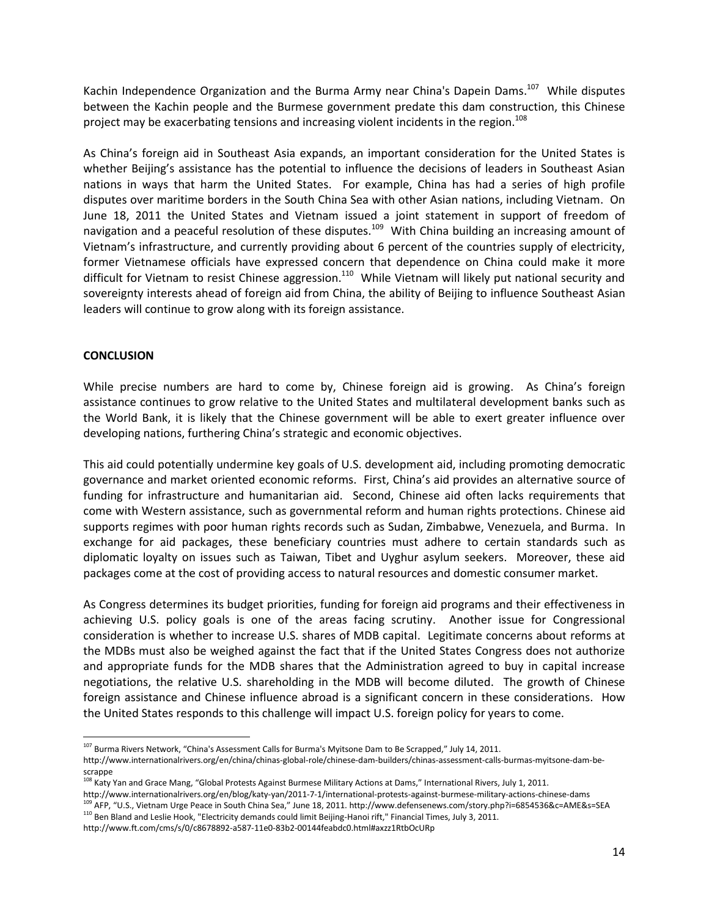Kachin Independence Organization and the Burma Army near China's Dapein Dams.[107] While disputes between the Kachin people and the Burmese government predate this dam construction, this Chinese project may be exacerbating tensions and increasing violent incidents in the region.[108]

As China's foreign aid in Southeast Asia expands, an important consideration for the United States is whether Beijing's assistance has the potential to influence the decisions of leaders in Southeast Asian nations in ways that harm the United States. For example, China has had a series of high profile disputes over maritime borders in the South China Sea with other Asian nations, including Vietnam. On June 18, 2011 the United States and Vietnam issued a joint statement in support of freedom of navigation and a peaceful resolution of these disputes.[109] With China building an increasing amount of Vietnam's infrastructure, and currently providing about 6 percent of the countries supply of electricity, former Vietnamese officials have expressed concern that dependence on China could make it more difficult for Vietnam to resist Chinese aggression.[110] While Vietnam will likely put national security and sovereignty interests ahead of foreign aid from China, the ability of Beijing to influence Southeast Asian leaders will continue to grow along with its foreign assistance.

**CONCLUSION**

While precise numbers are hard to come by, Chinese foreign aid is growing. As China's foreign assistance continues to grow relative to the United States and multilateral development banks such as the World Bank, it is likely that the Chinese government will be able to exert greater influence over developing nations, furthering China's strategic and economic objectives.

This aid could potentially undermine key goals of U.S. development aid, including promoting democratic governance and market oriented economic reforms. First, China's aid provides an alternative source of funding for infrastructure and humanitarian aid. Second, Chinese aid often lacks requirements that come with Western assistance, such as governmental reform and human rights protections. Chinese aid supports regimes with poor human rights records such as Sudan, Zimbabwe, Venezuela, and Burma. In exchange for aid packages, these beneficiary countries must adhere to certain standards such as diplomatic loyalty on issues such as Taiwan, Tibet and Uyghur asylum seekers. Moreover, these aid packages come at the cost of providing access to natural resources and domestic consumer market.

As Congress determines its budget priorities, funding for foreign aid programs and their effectiveness in achieving U.S. policy goals is one of the areas facing scrutiny. Another issue for Congressional consideration is whether to increase U.S. shares of MDB capital. Legitimate concerns about reforms at the MDBs must also be weighed against the fact that if the United States Congress does not authorize and appropriate funds for the MDB shares that the Administration agreed to buy in capital increase negotiations, the relative U.S. shareholding in the MDB will become diluted. The growth of Chinese foreign assistance and Chinese influence abroad is a significant concern in these considerations. How the United States responds to this challenge will impact U.S. foreign policy for years to come.

---

[107] Burma Rivers Network, "China's Assessment Calls for Burma's Myitsone Dam to Be Scrapped," July 14, 2011. http://www.internationalrivers.org/en/china/chinas-global-role/chinese-dam-builders/chinas-assessment-calls-burmas-myitsone-dam-be-scrappe

[108] Katy Yan and Grace Mang, "Global Protests Against Burmese Military Actions at Dams," International Rivers, July 1, 2011. http://www.internationalrivers.org/en/blog/katy-yan/2011-7-1/international-protests-against-burmese-military-actions-chinese-dams

[109] AFP, "U.S., Vietnam Urge Peace in South China Sea," June 18, 2011. http://www.defensenews.com/story.php?i=6854536&c=AME&s=SEA

[110] Ben Bland and Leslie Hook, "Electricity demands could limit Beijing-Hanoi rift," Financial Times, July 3, 2011. http://www.ft.com/cms/s/0/c8678892-a587-11e0-83b2-00144feabdc0.html#axzz1RtbOcURp